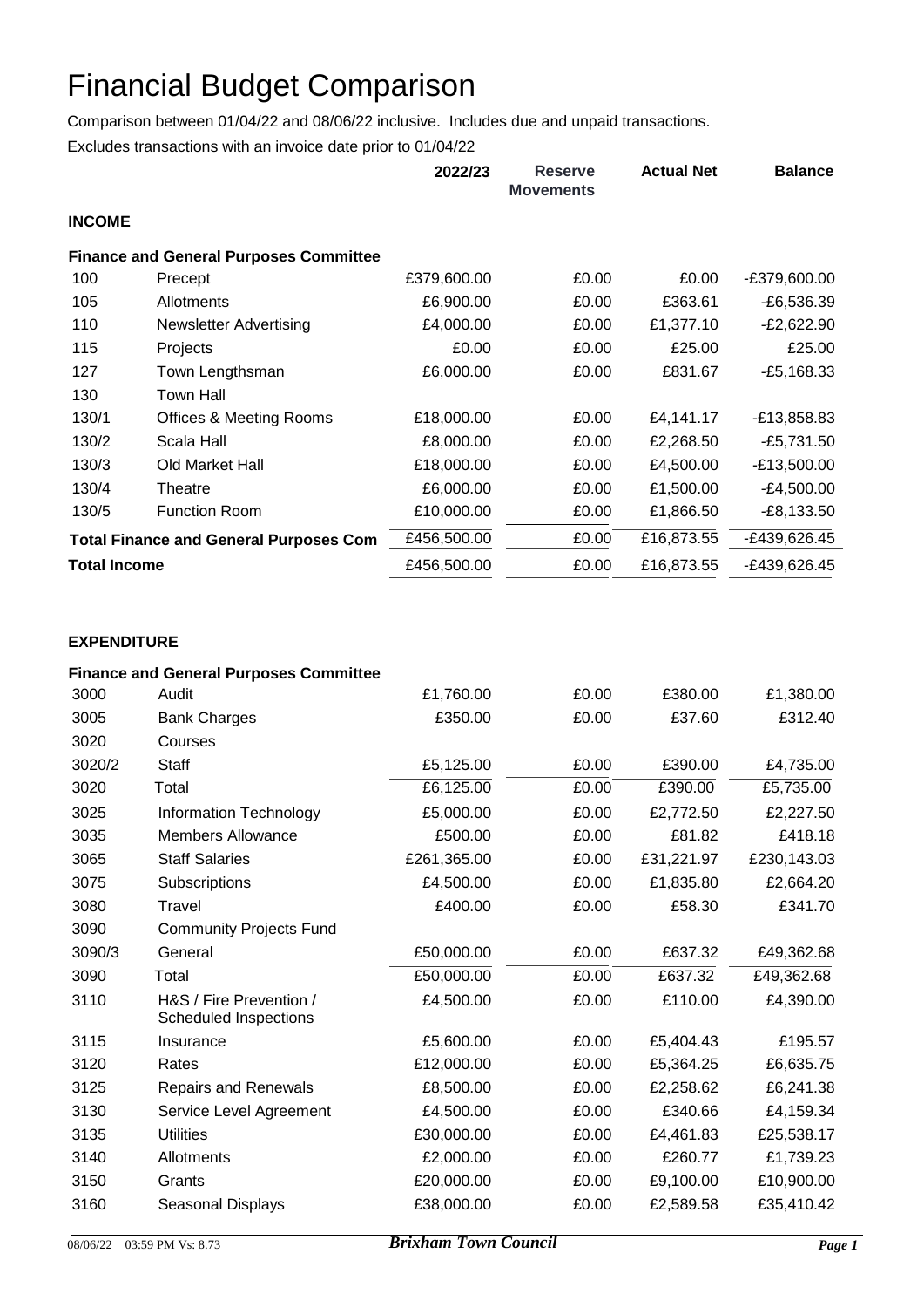# Financial Budget Comparison

Comparison between 01/04/22 and 08/06/22 inclusive. Includes due and unpaid transactions.

Excludes transactions with an invoice date prior to 01/04/22

| | | 2022/23 | Reserve Movements | Actual Net | Balance |
|---|---|---|---|---|---|
| **INCOME** | | | | | |
| **Finance and General Purposes Committee** | | | | | |
| 100 | Precept | £379,600.00 | £0.00 | £0.00 | -£379,600.00 |
| 105 | Allotments | £6,900.00 | £0.00 | £363.61 | -£6,536.39 |
| 110 | Newsletter Advertising | £4,000.00 | £0.00 | £1,377.10 | -£2,622.90 |
| 115 | Projects | £0.00 | £0.00 | £25.00 | £25.00 |
| 127 | Town Lengthsman | £6,000.00 | £0.00 | £831.67 | -£5,168.33 |
| 130 | Town Hall | | | | |
| 130/1 | Offices & Meeting Rooms | £18,000.00 | £0.00 | £4,141.17 | -£13,858.83 |
| 130/2 | Scala Hall | £8,000.00 | £0.00 | £2,268.50 | -£5,731.50 |
| 130/3 | Old Market Hall | £18,000.00 | £0.00 | £4,500.00 | -£13,500.00 |
| 130/4 | Theatre | £6,000.00 | £0.00 | £1,500.00 | -£4,500.00 |
| 130/5 | Function Room | £10,000.00 | £0.00 | £1,866.50 | -£8,133.50 |
| **Total Finance and General Purposes Com** | | £456,500.00 | £0.00 | £16,873.55 | -£439,626.45 |
| **Total Income** | | £456,500.00 | £0.00 | £16,873.55 | -£439,626.45 |
| **EXPENDITURE** | | | | | |
| **Finance and General Purposes Committee** | | | | | |
| 3000 | Audit | £1,760.00 | £0.00 | £380.00 | £1,380.00 |
| 3005 | Bank Charges | £350.00 | £0.00 | £37.60 | £312.40 |
| 3020 | Courses | | | | |
| 3020/2 | Staff | £5,125.00 | £0.00 | £390.00 | £4,735.00 |
| 3020 | Total | £6,125.00 | £0.00 | £390.00 | £5,735.00 |
| 3025 | Information Technology | £5,000.00 | £0.00 | £2,772.50 | £2,227.50 |
| 3035 | Members Allowance | £500.00 | £0.00 | £81.82 | £418.18 |
| 3065 | Staff Salaries | £261,365.00 | £0.00 | £31,221.97 | £230,143.03 |
| 3075 | Subscriptions | £4,500.00 | £0.00 | £1,835.80 | £2,664.20 |
| 3080 | Travel | £400.00 | £0.00 | £58.30 | £341.70 |
| 3090 | Community Projects Fund | | | | |
| 3090/3 | General | £50,000.00 | £0.00 | £637.32 | £49,362.68 |
| 3090 | Total | £50,000.00 | £0.00 | £637.32 | £49,362.68 |
| 3110 | H&S / Fire Prevention / Scheduled Inspections | £4,500.00 | £0.00 | £110.00 | £4,390.00 |
| 3115 | Insurance | £5,600.00 | £0.00 | £5,404.43 | £195.57 |
| 3120 | Rates | £12,000.00 | £0.00 | £5,364.25 | £6,635.75 |
| 3125 | Repairs and Renewals | £8,500.00 | £0.00 | £2,258.62 | £6,241.38 |
| 3130 | Service Level Agreement | £4,500.00 | £0.00 | £340.66 | £4,159.34 |
| 3135 | Utilities | £30,000.00 | £0.00 | £4,461.83 | £25,538.17 |
| 3140 | Allotments | £2,000.00 | £0.00 | £260.77 | £1,739.23 |
| 3150 | Grants | £20,000.00 | £0.00 | £9,100.00 | £10,900.00 |
| 3160 | Seasonal Displays | £38,000.00 | £0.00 | £2,589.58 | £35,410.42 |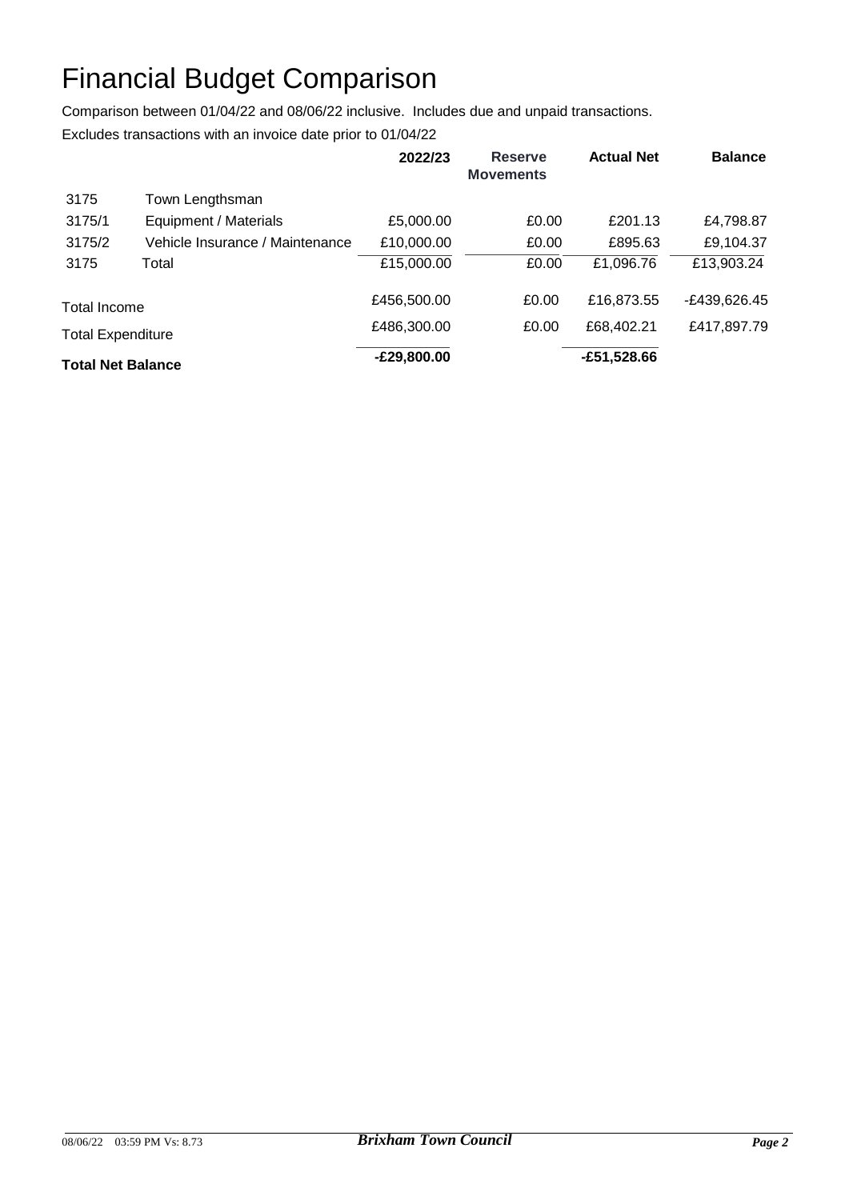# Financial Budget Comparison

Comparison between 01/04/22 and 08/06/22 inclusive. Includes due and unpaid transactions.

Excludes transactions with an invoice date prior to 01/04/22

| | | 2022/23 | Reserve Movements | Actual Net | Balance |
|---|---|---|---|---|---|
| 3175 | Town Lengthsman | | | | |
| 3175/1 | Equipment / Materials | £5,000.00 | £0.00 | £201.13 | £4,798.87 |
| 3175/2 | Vehicle Insurance / Maintenance | £10,000.00 | £0.00 | £895.63 | £9,104.37 |
| 3175 | Total | £15,000.00 | £0.00 | £1,096.76 | £13,903.24 |
| Total Income | | £456,500.00 | £0.00 | £16,873.55 | -£439,626.45 |
| Total Expenditure | | £486,300.00 | £0.00 | £68,402.21 | £417,897.79 |
| **Total Net Balance** | | **-£29,800.00** | | **-£51,528.66** | |